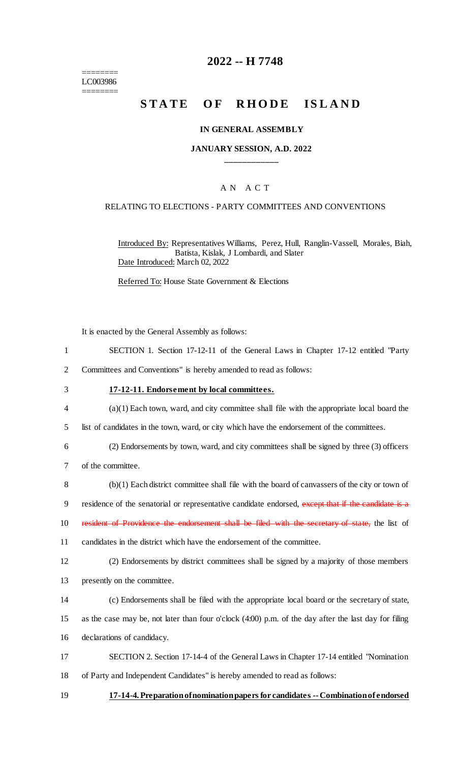========
LC003986
========

# 2022 -- H 7748

# STATE OF RHODE ISLAND

### IN GENERAL ASSEMBLY

### JANUARY SESSION, A.D. 2022

## A N A C T

### RELATING TO ELECTIONS - PARTY COMMITTEES AND CONVENTIONS

Introduced By: Representatives Williams, Perez, Hull, Ranglin-Vassell, Morales, Biah, Batista, Kislak, J Lombardi, and Slater
Date Introduced: March 02, 2022

Referred To: House State Government & Elections

It is enacted by the General Assembly as follows:

1 SECTION 1. Section 17-12-11 of the General Laws in Chapter 17-12 entitled "Party
2 Committees and Conventions" is hereby amended to read as follows:

3 **17-12-11. Endorsement by local committees.**

4 (a)(1) Each town, ward, and city committee shall file with the appropriate local board the
5 list of candidates in the town, ward, or city which have the endorsement of the committees.

6 (2) Endorsements by town, ward, and city committees shall be signed by three (3) officers
7 of the committee.

8 (b)(1) Each district committee shall file with the board of canvassers of the city or town of
9 residence of the senatorial or representative candidate endorsed, ~~except that if the candidate is a~~
10 ~~resident of Providence the endorsement shall be filed with the secretary of state,~~ the list of
11 candidates in the district which have the endorsement of the committee.

12 (2) Endorsements by district committees shall be signed by a majority of those members
13 presently on the committee.

14 (c) Endorsements shall be filed with the appropriate local board or the secretary of state,
15 as the case may be, not later than four o'clock (4:00) p.m. of the day after the last day for filing
16 declarations of candidacy.

17 SECTION 2. Section 17-14-4 of the General Laws in Chapter 17-14 entitled "Nomination
18 of Party and Independent Candidates" is hereby amended to read as follows:

19 **17-14-4. Preparation of nomination papers for candidates -- Combination of endorsed**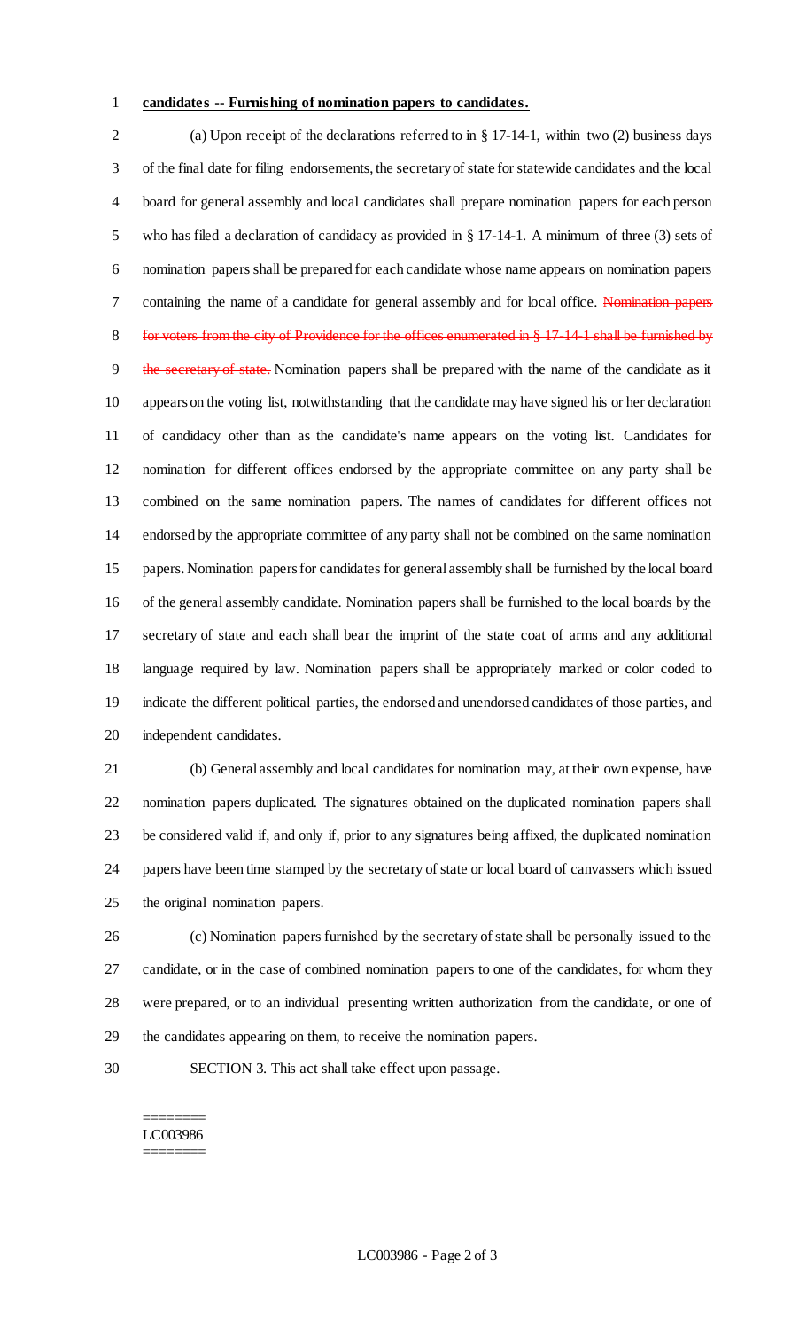**candidates -- Furnishing of nomination papers to candidates.**

(a) Upon receipt of the declarations referred to in § 17-14-1, within two (2) business days of the final date for filing endorsements, the secretary of state for statewide candidates and the local board for general assembly and local candidates shall prepare nomination papers for each person who has filed a declaration of candidacy as provided in § 17-14-1. A minimum of three (3) sets of nomination papers shall be prepared for each candidate whose name appears on nomination papers containing the name of a candidate for general assembly and for local office. ~~Nomination papers for voters from the city of Providence for the offices enumerated in § 17-14-1 shall be furnished by the secretary of state.~~ Nomination papers shall be prepared with the name of the candidate as it appears on the voting list, notwithstanding that the candidate may have signed his or her declaration of candidacy other than as the candidate's name appears on the voting list. Candidates for nomination for different offices endorsed by the appropriate committee on any party shall be combined on the same nomination papers. The names of candidates for different offices not endorsed by the appropriate committee of any party shall not be combined on the same nomination papers. Nomination papers for candidates for general assembly shall be furnished by the local board of the general assembly candidate. Nomination papers shall be furnished to the local boards by the secretary of state and each shall bear the imprint of the state coat of arms and any additional language required by law. Nomination papers shall be appropriately marked or color coded to indicate the different political parties, the endorsed and unendorsed candidates of those parties, and independent candidates.

(b) General assembly and local candidates for nomination may, at their own expense, have nomination papers duplicated. The signatures obtained on the duplicated nomination papers shall be considered valid if, and only if, prior to any signatures being affixed, the duplicated nomination papers have been time stamped by the secretary of state or local board of canvassers which issued the original nomination papers.

(c) Nomination papers furnished by the secretary of state shall be personally issued to the candidate, or in the case of combined nomination papers to one of the candidates, for whom they were prepared, or to an individual presenting written authorization from the candidate, or one of the candidates appearing on them, to receive the nomination papers.

SECTION 3. This act shall take effect upon passage.

========
LC003986
========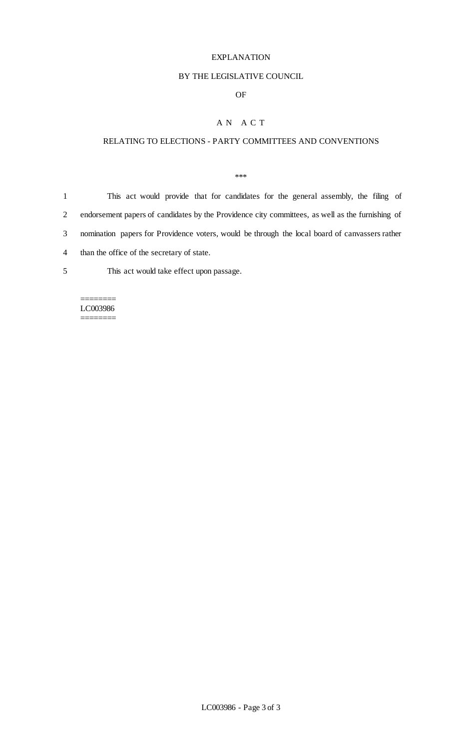EXPLANATION

BY THE LEGISLATIVE COUNCIL

OF

# A N A C T

## RELATING TO ELECTIONS - PARTY COMMITTEES AND CONVENTIONS

\*\*\*

This act would provide that for candidates for the general assembly, the filing of endorsement papers of candidates by the Providence city committees, as well as the furnishing of nomination papers for Providence voters, would be through the local board of canvassers rather than the office of the secretary of state.

This act would take effect upon passage.

========
LC003986
========